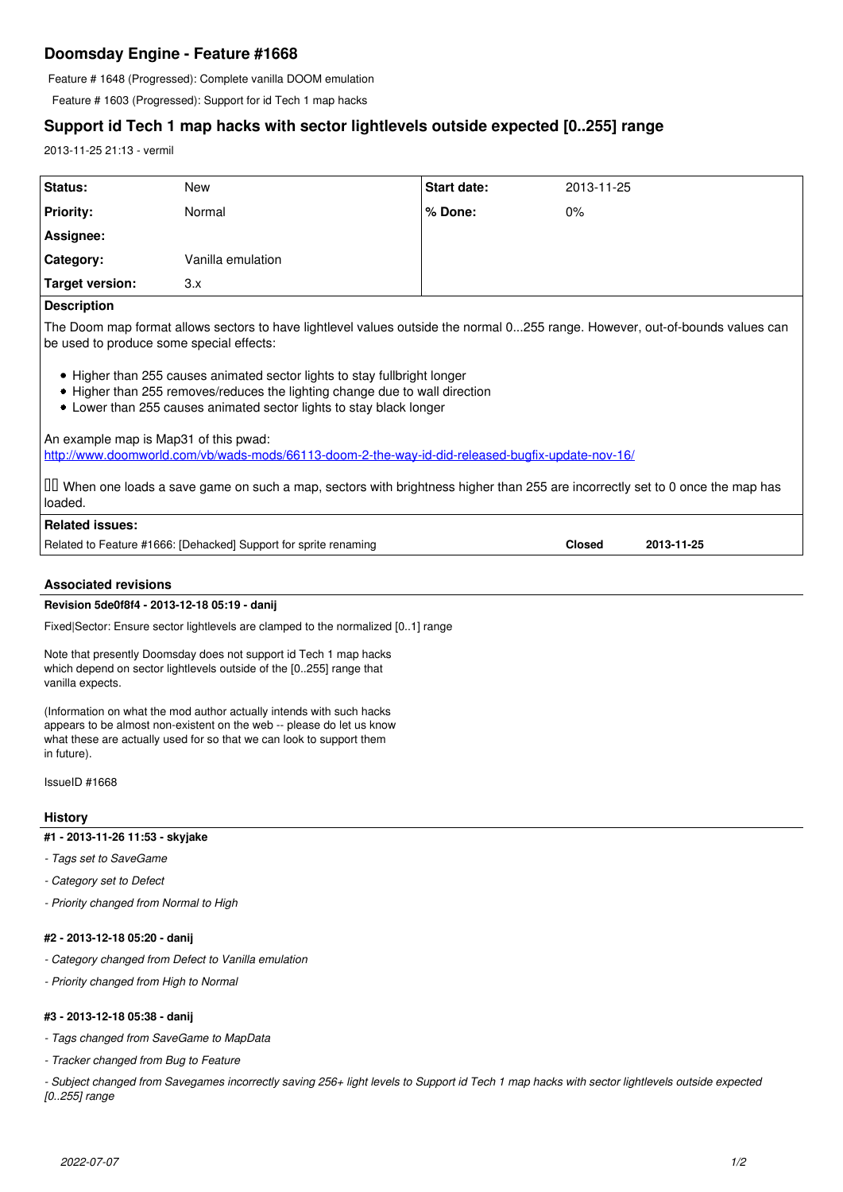# Doomsday Engine - Feature #1668

Feature # 1648 (Progressed): Complete vanilla DOOM emulation

Feature # 1603 (Progressed): Support for id Tech 1 map hacks

## Support id Tech 1 map hacks with sector lightlevels outside expected [0..255] range

2013-11-25 21:13 - vermil

| Status: | New | Start date: | 2013-11-25 |
|---|---|---|---|
| Priority: | Normal | % Done: | 0% |
| Assignee: | | | |
| Category: | Vanilla emulation | | |
| Target version: | 3.x | | |

**Description**

The Doom map format allows sectors to have lightlevel values outside the normal 0...255 range. However, out-of-bounds values can be used to produce some special effects:

- Higher than 255 causes animated sector lights to stay fullbright longer
- Higher than 255 removes/reduces the lighting change due to wall direction
- Lower than 255 causes animated sector lights to stay black longer

An example map is Map31 of this pwad:
http://www.doomworld.com/vb/wads-mods/66113-doom-2-the-way-id-did-released-bugfix-update-nov-16/

When one loads a save game on such a map, sectors with brightness higher than 255 are incorrectly set to 0 once the map has loaded.

**Related issues:**

| | | |
|---|---|---|
| Related to Feature #1666: [Dehacked] Support for sprite renaming | Closed | 2013-11-25 |

### Associated revisions

**Revision 5de0f8f4 - 2013-12-18 05:19 - danij**

Fixed|Sector: Ensure sector lightlevels are clamped to the normalized [0..1] range

Note that presently Doomsday does not support id Tech 1 map hacks which depend on sector lightlevels outside of the [0..255] range that vanilla expects.

(Information on what the mod author actually intends with such hacks appears to be almost non-existent on the web -- please do let us know what these are actually used for so that we can look to support them in future).

IssueID #1668

### History

**#1 - 2013-11-26 11:53 - skyjake**

- *Tags set to SaveGame*
- *Category set to Defect*
- *Priority changed from Normal to High*

**#2 - 2013-12-18 05:20 - danij**

- *Category changed from Defect to Vanilla emulation*
- *Priority changed from High to Normal*

**#3 - 2013-12-18 05:38 - danij**

- *Tags changed from SaveGame to MapData*
- *Tracker changed from Bug to Feature*
- *Subject changed from Savegames incorrectly saving 256+ light levels to Support id Tech 1 map hacks with sector lightlevels outside expected [0..255] range*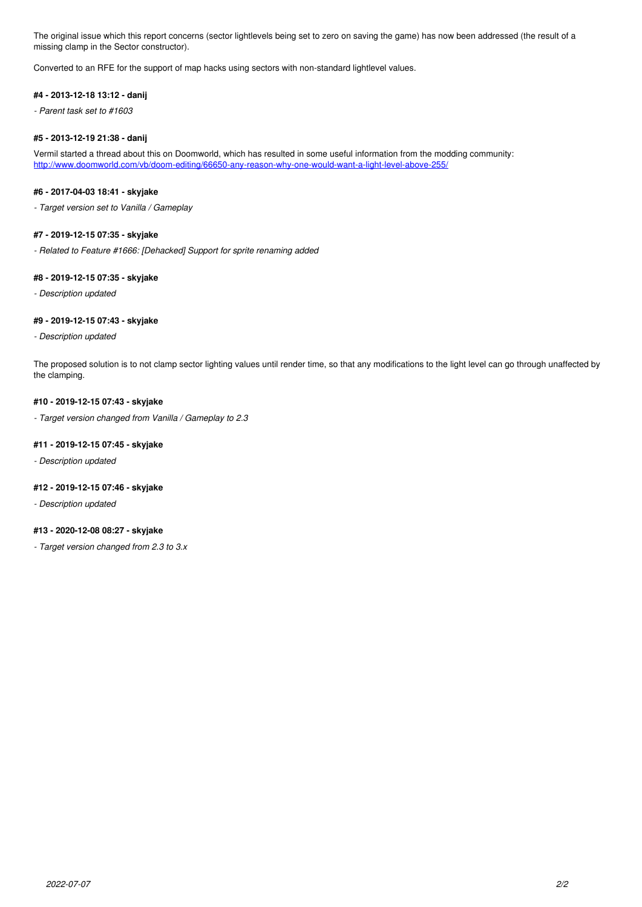The original issue which this report concerns (sector lightlevels being set to zero on saving the game) has now been addressed (the result of a missing clamp in the Sector constructor).

Converted to an RFE for the support of map hacks using sectors with non-standard lightlevel values.

#### #4 - 2013-12-18 13:12 - danij

*- Parent task set to #1603*

#### #5 - 2013-12-19 21:38 - danij

Vermil started a thread about this on Doomworld, which has resulted in some useful information from the modding community:
http://www.doomworld.com/vb/doom-editing/66650-any-reason-why-one-would-want-a-light-level-above-255/

#### #6 - 2017-04-03 18:41 - skyjake

*- Target version set to Vanilla / Gameplay*

#### #7 - 2019-12-15 07:35 - skyjake

*- Related to Feature #1666: [Dehacked] Support for sprite renaming added*

#### #8 - 2019-12-15 07:35 - skyjake

*- Description updated*

#### #9 - 2019-12-15 07:43 - skyjake

*- Description updated*

The proposed solution is to not clamp sector lighting values until render time, so that any modifications to the light level can go through unaffected by the clamping.

#### #10 - 2019-12-15 07:43 - skyjake

*- Target version changed from Vanilla / Gameplay to 2.3*

#### #11 - 2019-12-15 07:45 - skyjake

*- Description updated*

#### #12 - 2019-12-15 07:46 - skyjake

*- Description updated*

#### #13 - 2020-12-08 08:27 - skyjake

*- Target version changed from 2.3 to 3.x*